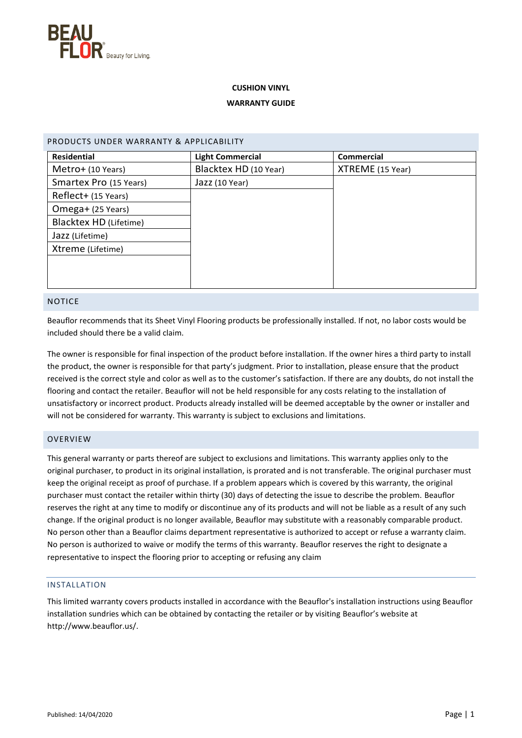BEAU FLOR Beauty for Living.

**CUSHION VINYL**

**WARRANTY GUIDE**

## PRODUCTS UNDER WARRANTY & APPLICABILITY

| Residential | Light Commercial | Commercial |
|---|---|---|
| Metro+ (10 Years) | Blacktex HD (10 Year) | XTREME (15 Year) |
| Smartex Pro (15 Years) | Jazz (10 Year) | |
| Reflect+ (15 Years) | | |
| Omega+ (25 Years) | | |
| Blacktex HD (Lifetime) | | |
| Jazz (Lifetime) | | |
| Xtreme (Lifetime) | | |

## NOTICE

Beauflor recommends that its Sheet Vinyl Flooring products be professionally installed. If not, no labor costs would be included should there be a valid claim.

The owner is responsible for final inspection of the product before installation. If the owner hires a third party to install the product, the owner is responsible for that party's judgment. Prior to installation, please ensure that the product received is the correct style and color as well as to the customer's satisfaction. If there are any doubts, do not install the flooring and contact the retailer. Beauflor will not be held responsible for any costs relating to the installation of unsatisfactory or incorrect product. Products already installed will be deemed acceptable by the owner or installer and will not be considered for warranty. This warranty is subject to exclusions and limitations.

## OVERVIEW

This general warranty or parts thereof are subject to exclusions and limitations. This warranty applies only to the original purchaser, to product in its original installation, is prorated and is not transferable. The original purchaser must keep the original receipt as proof of purchase. If a problem appears which is covered by this warranty, the original purchaser must contact the retailer within thirty (30) days of detecting the issue to describe the problem. Beauflor reserves the right at any time to modify or discontinue any of its products and will not be liable as a result of any such change. If the original product is no longer available, Beauflor may substitute with a reasonably comparable product. No person other than a Beauflor claims department representative is authorized to accept or refuse a warranty claim. No person is authorized to waive or modify the terms of this warranty. Beauflor reserves the right to designate a representative to inspect the flooring prior to accepting or refusing any claim

## INSTALLATION

This limited warranty covers products installed in accordance with the Beauflor's installation instructions using Beauflor installation sundries which can be obtained by contacting the retailer or by visiting Beauflor's website at http://www.beauflor.us/.

Published: 14/04/2020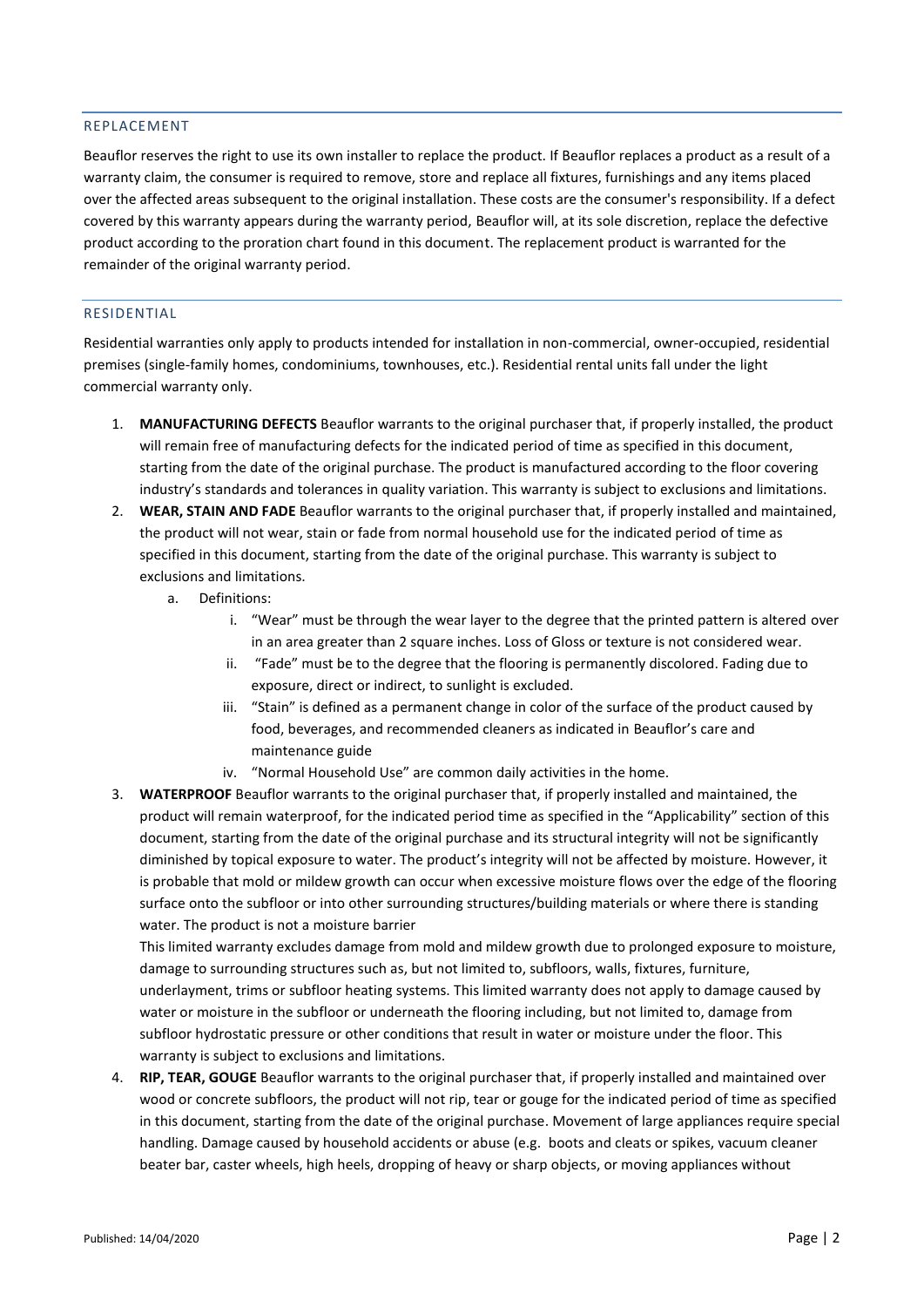## REPLACEMENT

Beauflor reserves the right to use its own installer to replace the product. If Beauflor replaces a product as a result of a warranty claim, the consumer is required to remove, store and replace all fixtures, furnishings and any items placed over the affected areas subsequent to the original installation. These costs are the consumer's responsibility. If a defect covered by this warranty appears during the warranty period, Beauflor will, at its sole discretion, replace the defective product according to the proration chart found in this document. The replacement product is warranted for the remainder of the original warranty period.

## RESIDENTIAL

Residential warranties only apply to products intended for installation in non-commercial, owner-occupied, residential premises (single-family homes, condominiums, townhouses, etc.). Residential rental units fall under the light commercial warranty only.

1. **MANUFACTURING DEFECTS** Beauflor warrants to the original purchaser that, if properly installed, the product will remain free of manufacturing defects for the indicated period of time as specified in this document, starting from the date of the original purchase. The product is manufactured according to the floor covering industry's standards and tolerances in quality variation. This warranty is subject to exclusions and limitations.
2. **WEAR, STAIN AND FADE** Beauflor warrants to the original purchaser that, if properly installed and maintained, the product will not wear, stain or fade from normal household use for the indicated period of time as specified in this document, starting from the date of the original purchase. This warranty is subject to exclusions and limitations.
   a. Definitions:
      i. "Wear" must be through the wear layer to the degree that the printed pattern is altered over in an area greater than 2 square inches. Loss of Gloss or texture is not considered wear.
      ii. "Fade" must be to the degree that the flooring is permanently discolored. Fading due to exposure, direct or indirect, to sunlight is excluded.
      iii. "Stain" is defined as a permanent change in color of the surface of the product caused by food, beverages, and recommended cleaners as indicated in Beauflor's care and maintenance guide
      iv. "Normal Household Use" are common daily activities in the home.
3. **WATERPROOF** Beauflor warrants to the original purchaser that, if properly installed and maintained, the product will remain waterproof, for the indicated period time as specified in the "Applicability" section of this document, starting from the date of the original purchase and its structural integrity will not be significantly diminished by topical exposure to water. The product's integrity will not be affected by moisture. However, it is probable that mold or mildew growth can occur when excessive moisture flows over the edge of the flooring surface onto the subfloor or into other surrounding structures/building materials or where there is standing water. The product is not a moisture barrier

   This limited warranty excludes damage from mold and mildew growth due to prolonged exposure to moisture, damage to surrounding structures such as, but not limited to, subfloors, walls, fixtures, furniture, underlayment, trims or subfloor heating systems. This limited warranty does not apply to damage caused by water or moisture in the subfloor or underneath the flooring including, but not limited to, damage from subfloor hydrostatic pressure or other conditions that result in water or moisture under the floor. This warranty is subject to exclusions and limitations.
4. **RIP, TEAR, GOUGE** Beauflor warrants to the original purchaser that, if properly installed and maintained over wood or concrete subfloors, the product will not rip, tear or gouge for the indicated period of time as specified in this document, starting from the date of the original purchase. Movement of large appliances require special handling. Damage caused by household accidents or abuse (e.g. boots and cleats or spikes, vacuum cleaner beater bar, caster wheels, high heels, dropping of heavy or sharp objects, or moving appliances without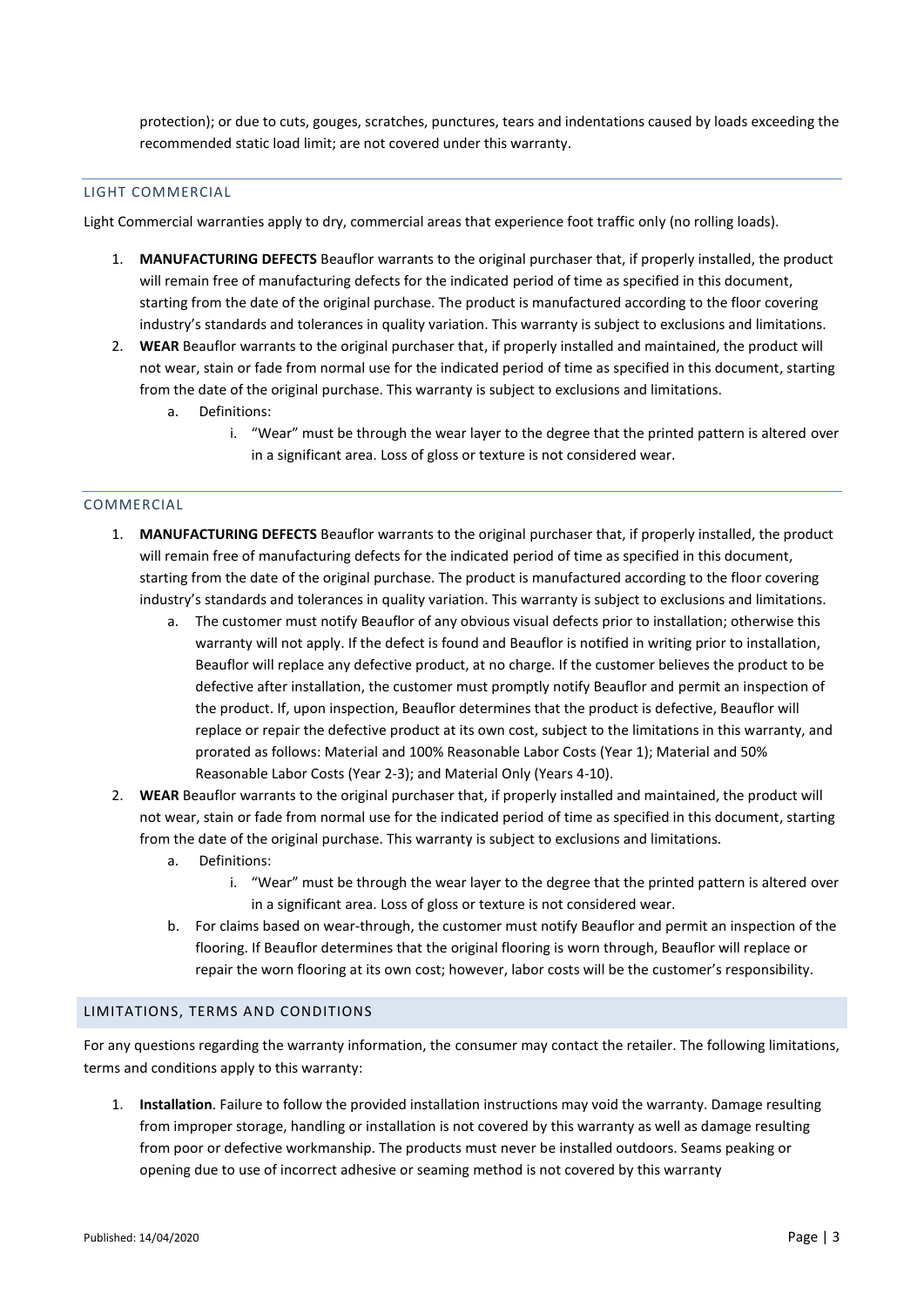protection); or due to cuts, gouges, scratches, punctures, tears and indentations caused by loads exceeding the recommended static load limit; are not covered under this warranty.

## LIGHT COMMERCIAL

Light Commercial warranties apply to dry, commercial areas that experience foot traffic only (no rolling loads).

1. **MANUFACTURING DEFECTS** Beauflor warrants to the original purchaser that, if properly installed, the product will remain free of manufacturing defects for the indicated period of time as specified in this document, starting from the date of the original purchase. The product is manufactured according to the floor covering industry's standards and tolerances in quality variation. This warranty is subject to exclusions and limitations.
2. **WEAR** Beauflor warrants to the original purchaser that, if properly installed and maintained, the product will not wear, stain or fade from normal use for the indicated period of time as specified in this document, starting from the date of the original purchase. This warranty is subject to exclusions and limitations.
    a. Definitions:
        i. "Wear" must be through the wear layer to the degree that the printed pattern is altered over in a significant area. Loss of gloss or texture is not considered wear.

## COMMERCIAL

1. **MANUFACTURING DEFECTS** Beauflor warrants to the original purchaser that, if properly installed, the product will remain free of manufacturing defects for the indicated period of time as specified in this document, starting from the date of the original purchase. The product is manufactured according to the floor covering industry's standards and tolerances in quality variation. This warranty is subject to exclusions and limitations.
    a. The customer must notify Beauflor of any obvious visual defects prior to installation; otherwise this warranty will not apply. If the defect is found and Beauflor is notified in writing prior to installation, Beauflor will replace any defective product, at no charge. If the customer believes the product to be defective after installation, the customer must promptly notify Beauflor and permit an inspection of the product. If, upon inspection, Beauflor determines that the product is defective, Beauflor will replace or repair the defective product at its own cost, subject to the limitations in this warranty, and prorated as follows: Material and 100% Reasonable Labor Costs (Year 1); Material and 50% Reasonable Labor Costs (Year 2-3); and Material Only (Years 4-10).
2. **WEAR** Beauflor warrants to the original purchaser that, if properly installed and maintained, the product will not wear, stain or fade from normal use for the indicated period of time as specified in this document, starting from the date of the original purchase. This warranty is subject to exclusions and limitations.
    a. Definitions:
        i. "Wear" must be through the wear layer to the degree that the printed pattern is altered over in a significant area. Loss of gloss or texture is not considered wear.
    b. For claims based on wear-through, the customer must notify Beauflor and permit an inspection of the flooring. If Beauflor determines that the original flooring is worn through, Beauflor will replace or repair the worn flooring at its own cost; however, labor costs will be the customer's responsibility.

## LIMITATIONS, TERMS AND CONDITIONS

For any questions regarding the warranty information, the consumer may contact the retailer. The following limitations, terms and conditions apply to this warranty:

1. **Installation**. Failure to follow the provided installation instructions may void the warranty. Damage resulting from improper storage, handling or installation is not covered by this warranty as well as damage resulting from poor or defective workmanship. The products must never be installed outdoors. Seams peaking or opening due to use of incorrect adhesive or seaming method is not covered by this warranty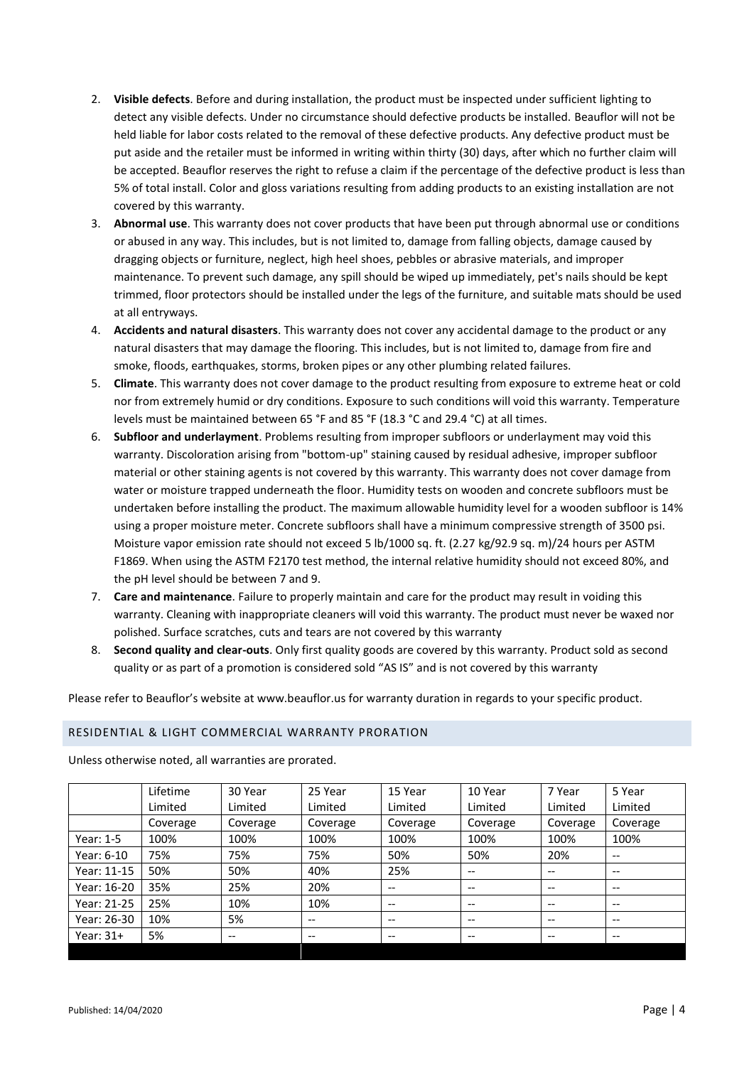2. **Visible defects**. Before and during installation, the product must be inspected under sufficient lighting to detect any visible defects. Under no circumstance should defective products be installed. Beauflor will not be held liable for labor costs related to the removal of these defective products. Any defective product must be put aside and the retailer must be informed in writing within thirty (30) days, after which no further claim will be accepted. Beauflor reserves the right to refuse a claim if the percentage of the defective product is less than 5% of total install. Color and gloss variations resulting from adding products to an existing installation are not covered by this warranty.
3. **Abnormal use**. This warranty does not cover products that have been put through abnormal use or conditions or abused in any way. This includes, but is not limited to, damage from falling objects, damage caused by dragging objects or furniture, neglect, high heel shoes, pebbles or abrasive materials, and improper maintenance. To prevent such damage, any spill should be wiped up immediately, pet's nails should be kept trimmed, floor protectors should be installed under the legs of the furniture, and suitable mats should be used at all entryways.
4. **Accidents and natural disasters**. This warranty does not cover any accidental damage to the product or any natural disasters that may damage the flooring. This includes, but is not limited to, damage from fire and smoke, floods, earthquakes, storms, broken pipes or any other plumbing related failures.
5. **Climate**. This warranty does not cover damage to the product resulting from exposure to extreme heat or cold nor from extremely humid or dry conditions. Exposure to such conditions will void this warranty. Temperature levels must be maintained between 65 °F and 85 °F (18.3 °C and 29.4 °C) at all times.
6. **Subfloor and underlayment**. Problems resulting from improper subfloors or underlayment may void this warranty. Discoloration arising from "bottom-up" staining caused by residual adhesive, improper subfloor material or other staining agents is not covered by this warranty. This warranty does not cover damage from water or moisture trapped underneath the floor. Humidity tests on wooden and concrete subfloors must be undertaken before installing the product. The maximum allowable humidity level for a wooden subfloor is 14% using a proper moisture meter. Concrete subfloors shall have a minimum compressive strength of 3500 psi. Moisture vapor emission rate should not exceed 5 lb/1000 sq. ft. (2.27 kg/92.9 sq. m)/24 hours per ASTM F1869. When using the ASTM F2170 test method, the internal relative humidity should not exceed 80%, and the pH level should be between 7 and 9.
7. **Care and maintenance**. Failure to properly maintain and care for the product may result in voiding this warranty. Cleaning with inappropriate cleaners will void this warranty. The product must never be waxed nor polished. Surface scratches, cuts and tears are not covered by this warranty
8. **Second quality and clear-outs**. Only first quality goods are covered by this warranty. Product sold as second quality or as part of a promotion is considered sold "AS IS" and is not covered by this warranty

Please refer to Beauflor's website at www.beauflor.us for warranty duration in regards to your specific product.

## RESIDENTIAL & LIGHT COMMERCIAL WARRANTY PRORATION

Unless otherwise noted, all warranties are prorated.

| | Lifetime Limited Coverage | 30 Year Limited Coverage | 25 Year Limited Coverage | 15 Year Limited Coverage | 10 Year Limited Coverage | 7 Year Limited Coverage | 5 Year Limited Coverage |
|---|---|---|---|---|---|---|---|
| Year: 1-5 | 100% | 100% | 100% | 100% | 100% | 100% | 100% |
| Year: 6-10 | 75% | 75% | 75% | 50% | 50% | 20% | -- |
| Year: 11-15 | 50% | 50% | 40% | 25% | -- | -- | -- |
| Year: 16-20 | 35% | 25% | 20% | -- | -- | -- | -- |
| Year: 21-25 | 25% | 10% | 10% | -- | -- | -- | -- |
| Year: 26-30 | 10% | 5% | -- | -- | -- | -- | -- |
| Year: 31+ | 5% | -- | -- | -- | -- | -- | -- |

Published: 14/04/2020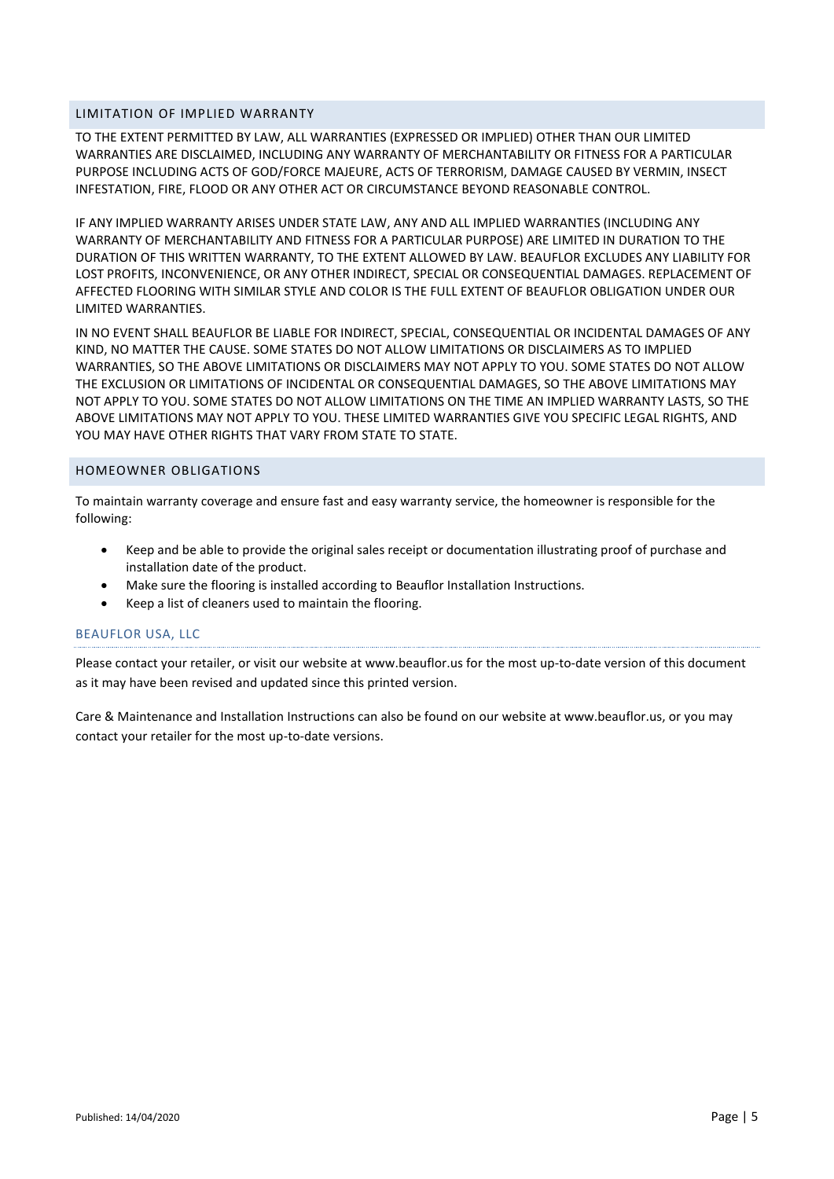## LIMITATION OF IMPLIED WARRANTY

TO THE EXTENT PERMITTED BY LAW, ALL WARRANTIES (EXPRESSED OR IMPLIED) OTHER THAN OUR LIMITED WARRANTIES ARE DISCLAIMED, INCLUDING ANY WARRANTY OF MERCHANTABILITY OR FITNESS FOR A PARTICULAR PURPOSE INCLUDING ACTS OF GOD/FORCE MAJEURE, ACTS OF TERRORISM, DAMAGE CAUSED BY VERMIN, INSECT INFESTATION, FIRE, FLOOD OR ANY OTHER ACT OR CIRCUMSTANCE BEYOND REASONABLE CONTROL.

IF ANY IMPLIED WARRANTY ARISES UNDER STATE LAW, ANY AND ALL IMPLIED WARRANTIES (INCLUDING ANY WARRANTY OF MERCHANTABILITY AND FITNESS FOR A PARTICULAR PURPOSE) ARE LIMITED IN DURATION TO THE DURATION OF THIS WRITTEN WARRANTY, TO THE EXTENT ALLOWED BY LAW. BEAUFLOR EXCLUDES ANY LIABILITY FOR LOST PROFITS, INCONVENIENCE, OR ANY OTHER INDIRECT, SPECIAL OR CONSEQUENTIAL DAMAGES. REPLACEMENT OF AFFECTED FLOORING WITH SIMILAR STYLE AND COLOR IS THE FULL EXTENT OF BEAUFLOR OBLIGATION UNDER OUR LIMITED WARRANTIES.

IN NO EVENT SHALL BEAUFLOR BE LIABLE FOR INDIRECT, SPECIAL, CONSEQUENTIAL OR INCIDENTAL DAMAGES OF ANY KIND, NO MATTER THE CAUSE. SOME STATES DO NOT ALLOW LIMITATIONS OR DISCLAIMERS AS TO IMPLIED WARRANTIES, SO THE ABOVE LIMITATIONS OR DISCLAIMERS MAY NOT APPLY TO YOU. SOME STATES DO NOT ALLOW THE EXCLUSION OR LIMITATIONS OF INCIDENTAL OR CONSEQUENTIAL DAMAGES, SO THE ABOVE LIMITATIONS MAY NOT APPLY TO YOU. SOME STATES DO NOT ALLOW LIMITATIONS ON THE TIME AN IMPLIED WARRANTY LASTS, SO THE ABOVE LIMITATIONS MAY NOT APPLY TO YOU. THESE LIMITED WARRANTIES GIVE YOU SPECIFIC LEGAL RIGHTS, AND YOU MAY HAVE OTHER RIGHTS THAT VARY FROM STATE TO STATE.

## HOMEOWNER OBLIGATIONS

To maintain warranty coverage and ensure fast and easy warranty service, the homeowner is responsible for the following:

- Keep and be able to provide the original sales receipt or documentation illustrating proof of purchase and installation date of the product.
- Make sure the flooring is installed according to Beauflor Installation Instructions.
- Keep a list of cleaners used to maintain the flooring.

### BEAUFLOR USA, LLC

Please contact your retailer, or visit our website at www.beauflor.us for the most up-to-date version of this document as it may have been revised and updated since this printed version.

Care & Maintenance and Installation Instructions can also be found on our website at www.beauflor.us, or you may contact your retailer for the most up-to-date versions.

Published: 14/04/2020